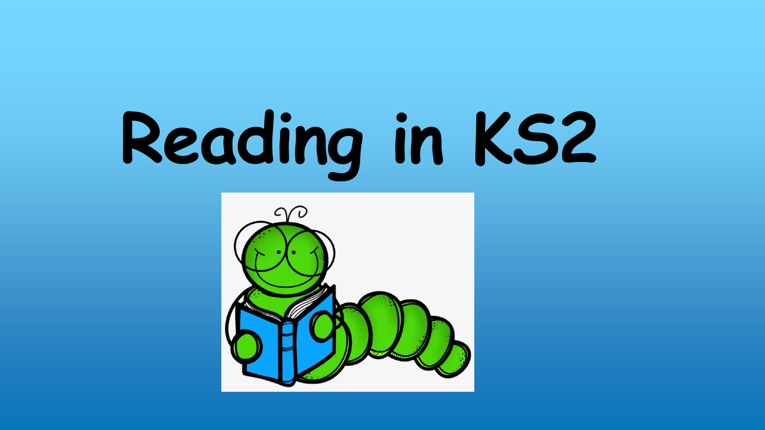# Reading in KS2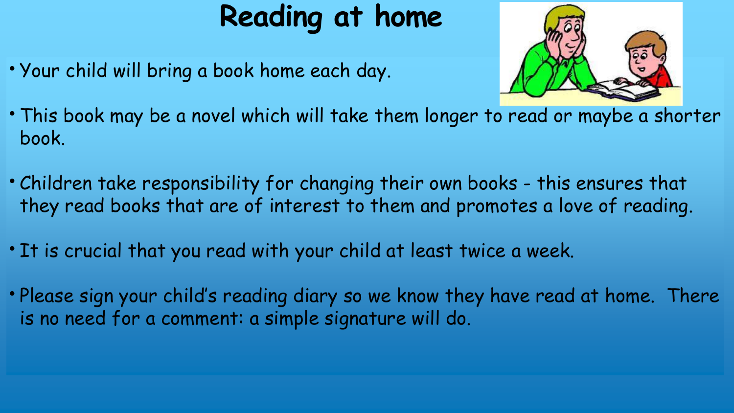# Reading at home

- Your child will bring a book home each day.
- This book may be a novel which will take them longer to read or maybe a shorter book.
- Children take responsibility for changing their own books - this ensures that they read books that are of interest to them and promotes a love of reading.
- It is crucial that you read with your child at least twice a week.
- Please sign your child's reading diary so we know they have read at home. There is no need for a comment: a simple signature will do.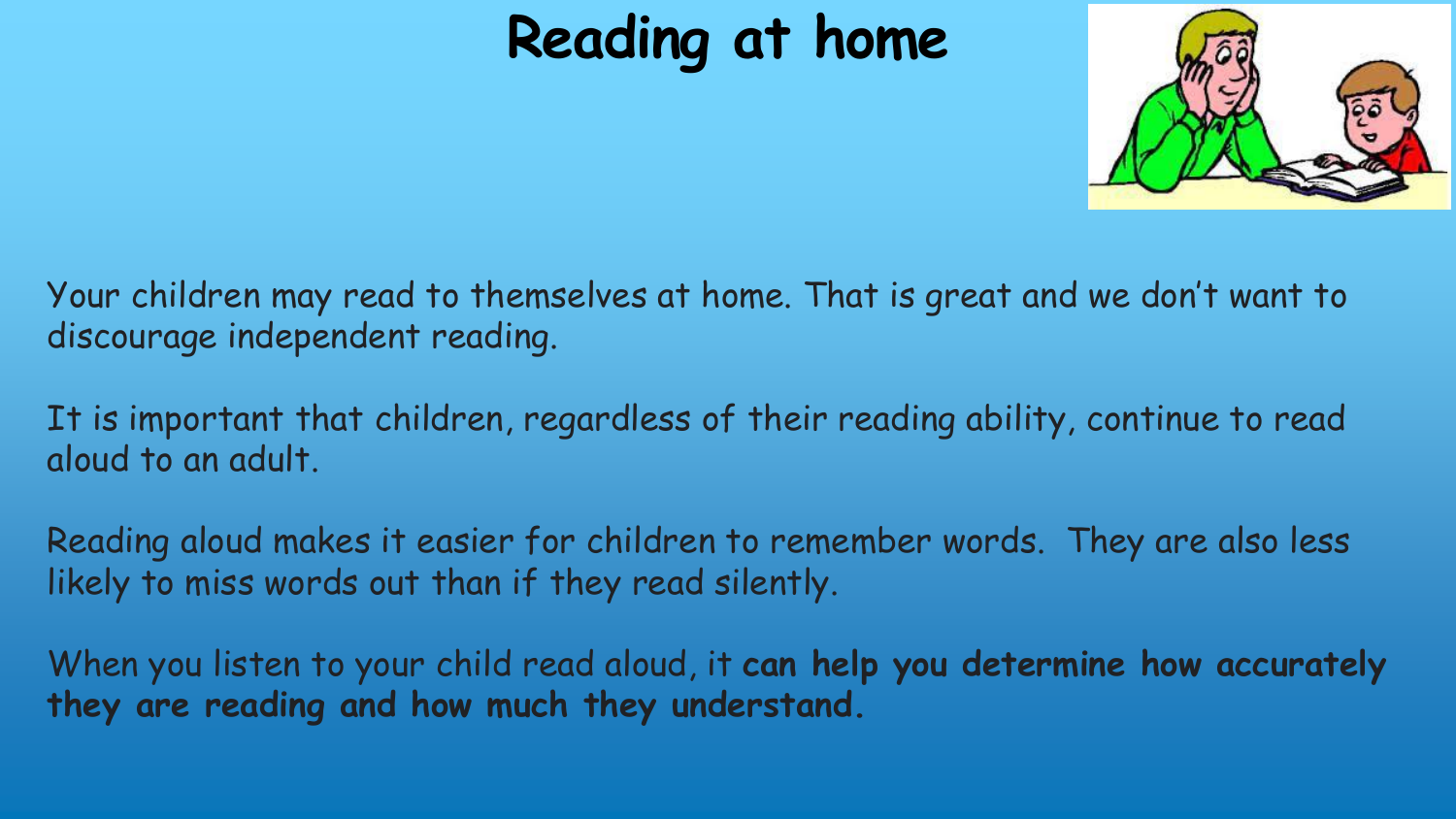# Reading at home

Your children may read to themselves at home. That is great and we don't want to discourage independent reading.

It is important that children, regardless of their reading ability, continue to read aloud to an adult.

Reading aloud makes it easier for children to remember words. They are also less likely to miss words out than if they read silently.

When you listen to your child read aloud, it **can help you determine how accurately they are reading and how much they understand.**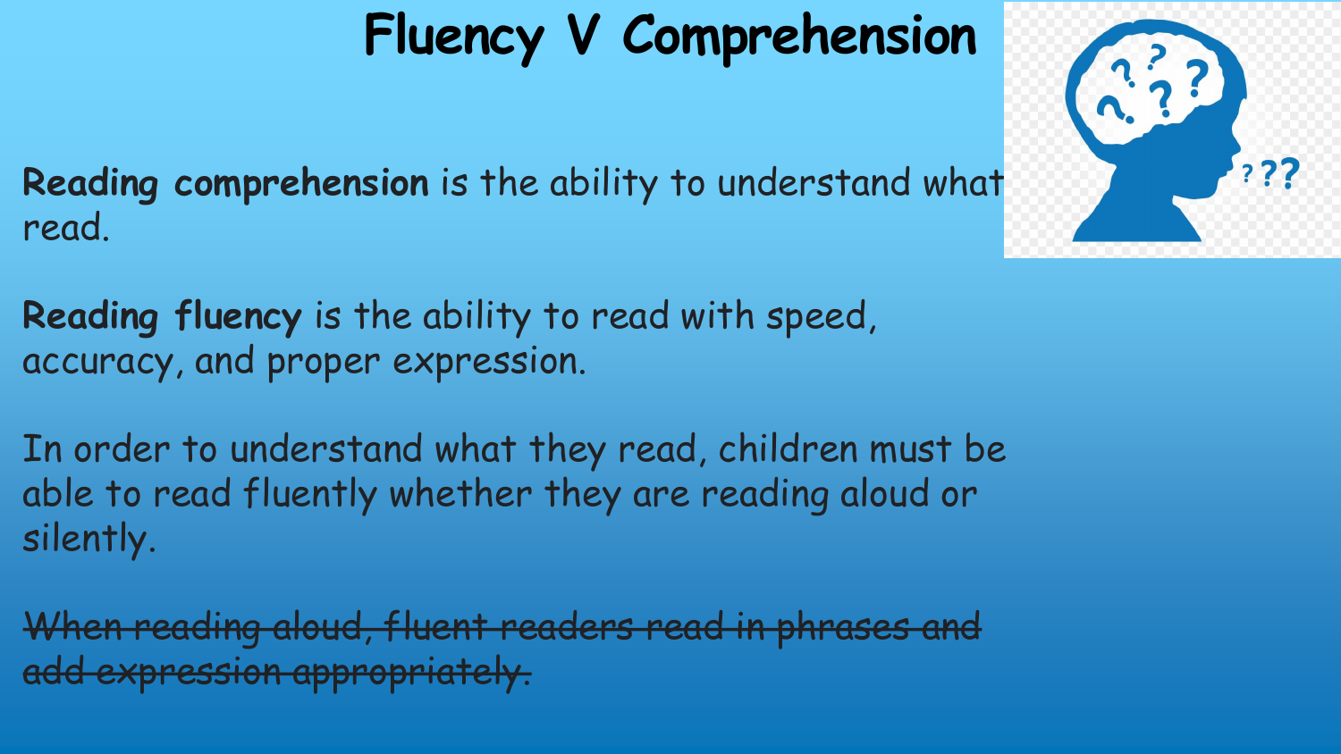# Fluency V Comprehension

**Reading comprehension** is the ability to understand what read.

**Reading fluency** is the ability to read with speed, accuracy, and proper expression.

In order to understand what they read, children must be able to read fluently whether they are reading aloud or silently.

~~When reading aloud, fluent readers read in phrases and add expression appropriately.~~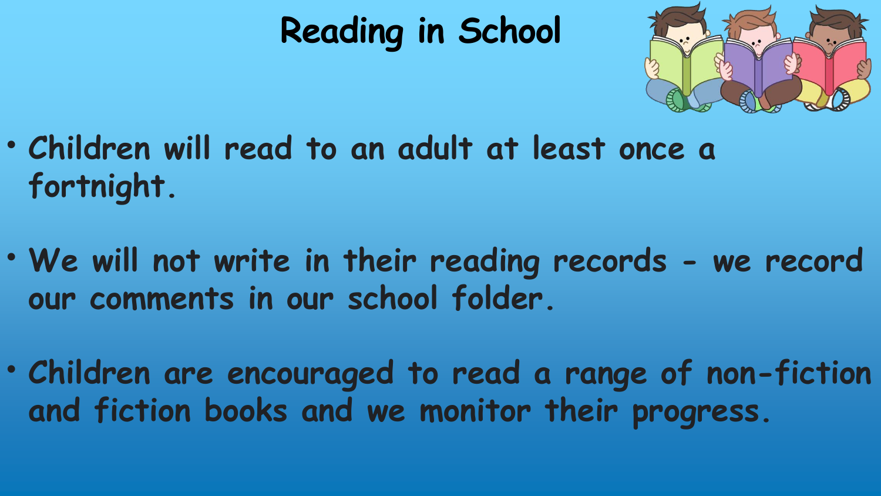# Reading in School

- Children will read to an adult at least once a fortnight.

- We will not write in their reading records - we record our comments in our school folder.

- Children are encouraged to read a range of non-fiction and fiction books and we monitor their progress.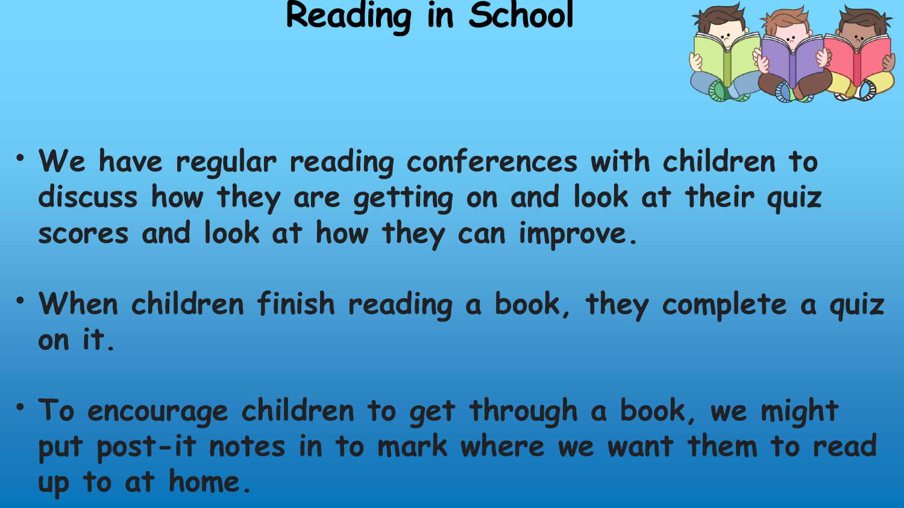# Reading in School

- We have regular reading conferences with children to discuss how they are getting on and look at their quiz scores and look at how they can improve.
- When children finish reading a book, they complete a quiz on it.
- To encourage children to get through a book, we might put post-it notes in to mark where we want them to read up to at home.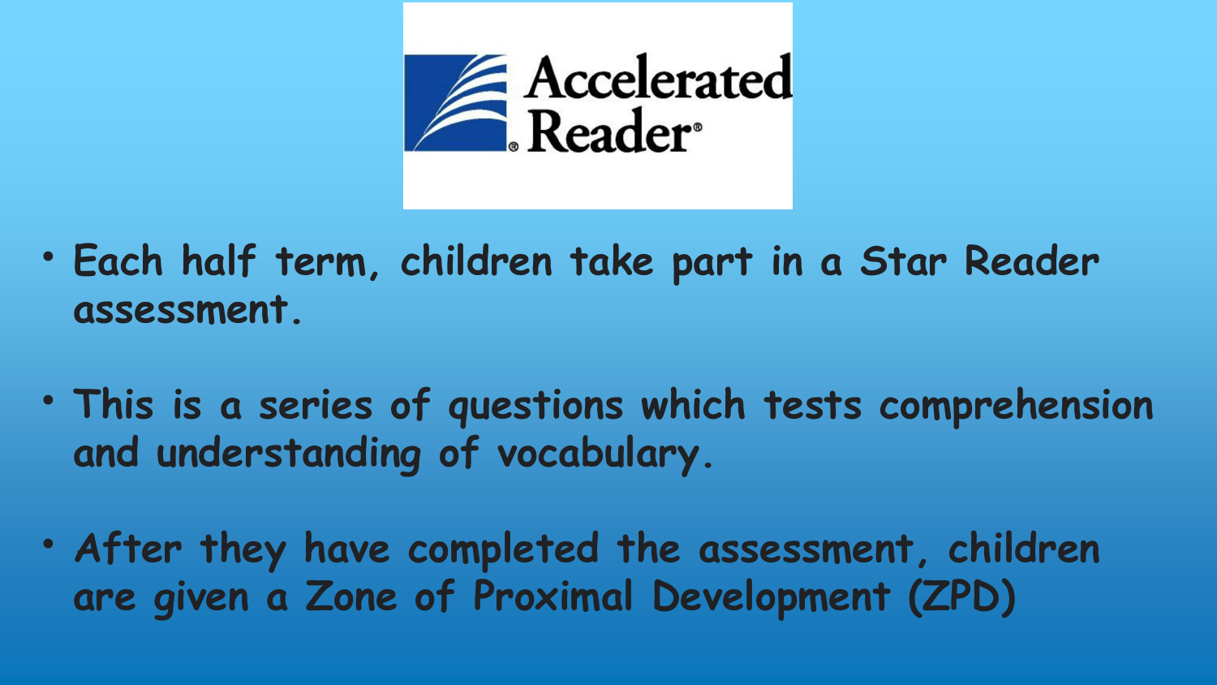# Accelerated Reader

- Each half term, children take part in a Star Reader assessment.
- This is a series of questions which tests comprehension and understanding of vocabulary.
- After they have completed the assessment, children are given a Zone of Proximal Development (ZPD)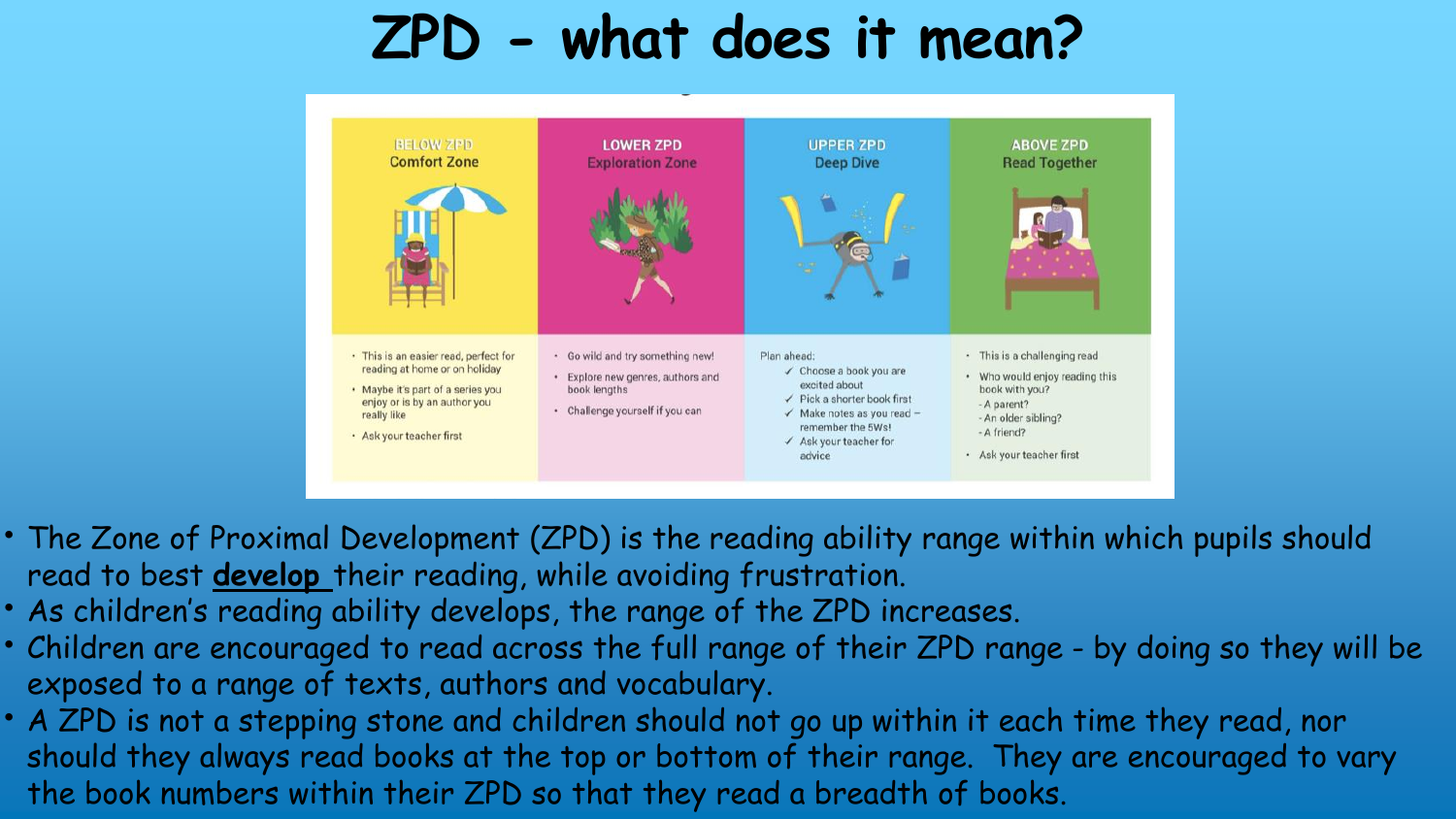# ZPD - what does it mean?

| BELOW ZPD Comfort Zone | LOWER ZPD Exploration Zone | UPPER ZPD Deep Dive | ABOVE ZPD Read Together |
| --- | --- | --- | --- |
| • This is an easier read, perfect for reading at home or on holiday<br>• Maybe it's part of a series you enjoy or is by an author you really like<br>• Ask your teacher first | • Go wild and try something new!<br>• Explore new genres, authors and book lengths<br>• Challenge yourself if you can | Plan ahead:<br>✓ Choose a book you are excited about<br>✓ Pick a shorter book first<br>✓ Make notes as you read – remember the 5Ws!<br>✓ Ask your teacher for advice | • This is a challenging read<br>• Who would enjoy reading this book with you?<br>- A parent?<br>- An older sibling?<br>- A friend?<br>• Ask your teacher first |

- The Zone of Proximal Development (ZPD) is the reading ability range within which pupils should read to best **develop** their reading, while avoiding frustration.
- As children's reading ability develops, the range of the ZPD increases.
- Children are encouraged to read across the full range of their ZPD range - by doing so they will be exposed to a range of texts, authors and vocabulary.
- A ZPD is not a stepping stone and children should not go up within it each time they read, nor should they always read books at the top or bottom of their range. They are encouraged to vary the book numbers within their ZPD so that they read a breadth of books.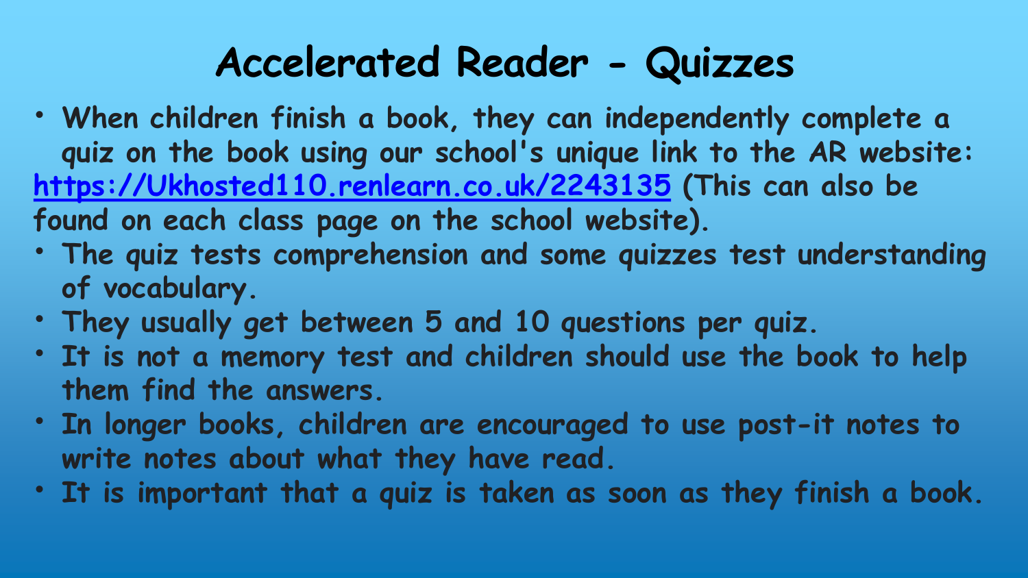# Accelerated Reader - Quizzes

- When children finish a book, they can independently complete a quiz on the book using our school's unique link to the AR website: https://Ukhosted110.renlearn.co.uk/2243135 (This can also be found on each class page on the school website).
- The quiz tests comprehension and some quizzes test understanding of vocabulary.
- They usually get between 5 and 10 questions per quiz.
- It is not a memory test and children should use the book to help them find the answers.
- In longer books, children are encouraged to use post-it notes to write notes about what they have read.
- It is important that a quiz is taken as soon as they finish a book.